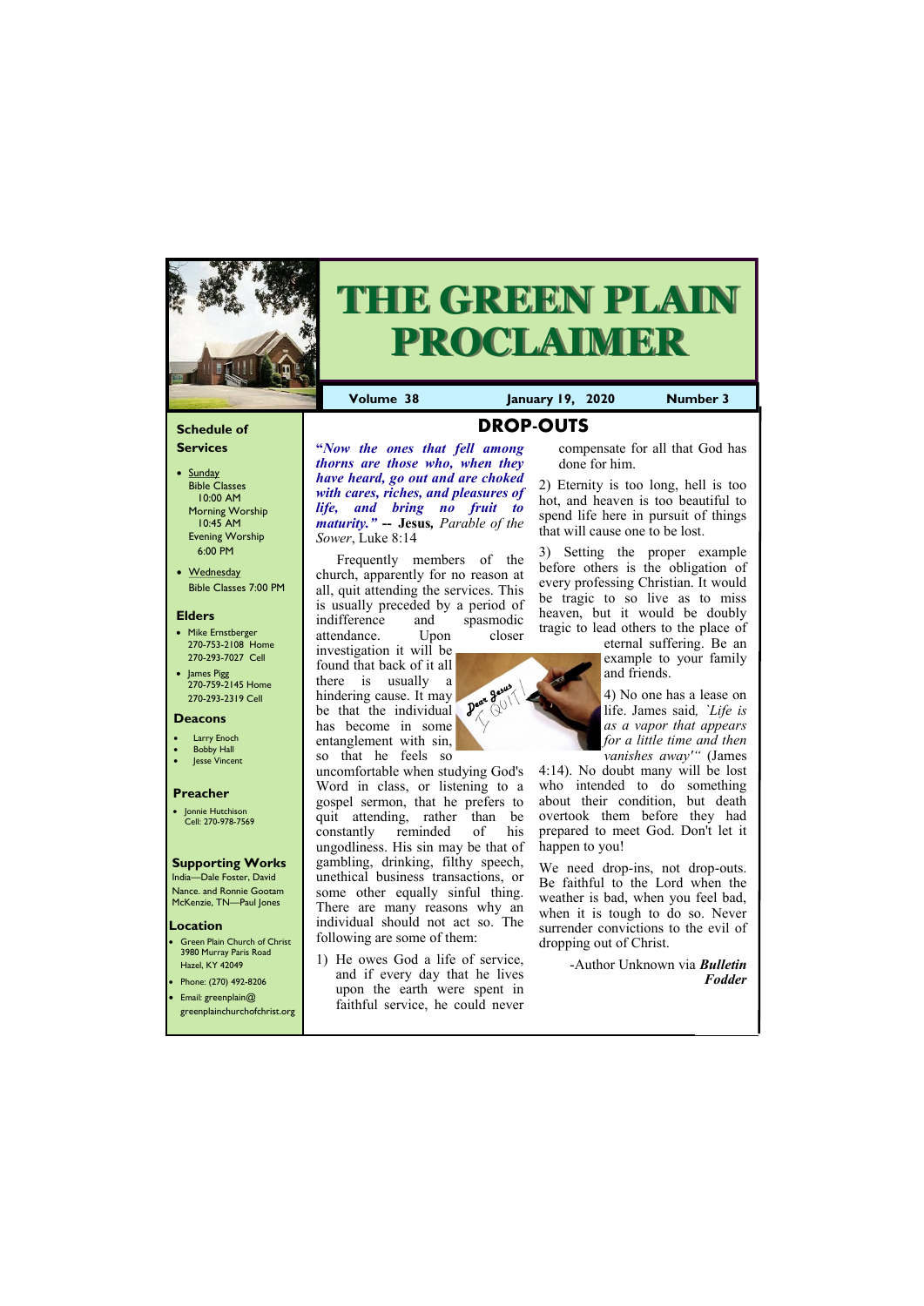# THE GREEN PLAIN PROCLAIMER

**Volume 38** | **January 19, 2020** | **Number 3**

### Schedule of Services

- Sunday
  - Bible Classes 10:00 AM
  - Morning Worship 10:45 AM
  - Evening Worship 6:00 PM
- Wednesday
  - Bible Classes 7:00 PM

### Elders

- Mike Ernstberger
  270-753-2108 Home
  270-293-7027 Cell
- James Pigg
  270-759-2145 Home
  270-293-2319 Cell

### Deacons

- Larry Enoch
- Bobby Hall
- Jesse Vincent

### Preacher

- Jonnie Hutchison
  Cell: 270-978-7569

### Supporting Works

India—Dale Foster, David Nance. and Ronnie Gootam
McKenzie, TN—Paul Jones

### Location

- Green Plain Church of Christ
  3980 Murray Paris Road
  Hazel, KY 42049
- Phone: (270) 492-8206
- Email: greenplain@greenplainchurchofchrist.org

## DROP-OUTS

***"Now the ones that fell among thorns are those who, when they have heard, go out and are choked with cares, riches, and pleasures of life, and bring no fruit to maturity."*** **-- Jesus,** *Parable of the Sower*, Luke 8:14

Frequently members of the church, apparently for no reason at all, quit attending the services. This is usually preceded by a period of indifference and spasmodic attendance. Upon closer investigation it will be found that back of it all there is usually a hindering cause. It may be that the individual has become in some entanglement with sin, so that he feels so uncomfortable when studying God's Word in class, or listening to a gospel sermon, that he prefers to quit attending, rather than be constantly reminded of his ungodliness. His sin may be that of gambling, drinking, filthy speech, unethical business transactions, or some other equally sinful thing. There are many reasons why an individual should not act so. The following are some of them:

1) He owes God a life of service, and if every day that he lives upon the earth were spent in faithful service, he could never compensate for all that God has done for him.

2) Eternity is too long, hell is too hot, and heaven is too beautiful to spend life here in pursuit of things that will cause one to be lost.

3) Setting the proper example before others is the obligation of every professing Christian. It would be tragic to so live as to miss heaven, but it would be doubly tragic to lead others to the place of eternal suffering. Be an example to your family and friends.

4) No one has a lease on life. James said, *`Life is as a vapor that appears for a little time and then vanishes away'"* (James 4:14). No doubt many will be lost who intended to do something about their condition, but death overtook them before they had prepared to meet God. Don't let it happen to you!

We need drop-ins, not drop-outs. Be faithful to the Lord when the weather is bad, when you feel bad, when it is tough to do so. Never surrender convictions to the evil of dropping out of Christ.

-Author Unknown via ***Bulletin Fodder***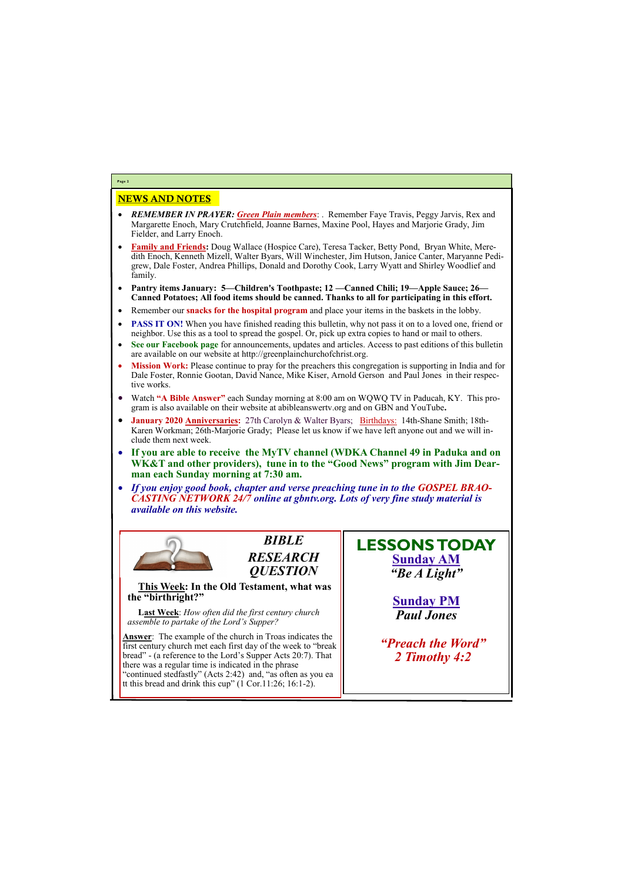## NEWS AND NOTES

- ***REMEMBER IN PRAYER: Green Plain members***: . Remember Faye Travis, Peggy Jarvis, Rex and Margarette Enoch, Mary Crutchfield, Joanne Barnes, Maxine Pool, Hayes and Marjorie Grady, Jim Fielder, and Larry Enoch.
- **Family and Friends:** Doug Wallace (Hospice Care), Teresa Tacker, Betty Pond, Bryan White, Meredith Enoch, Kenneth Mizell, Walter Byars, Will Winchester, Jim Hutson, Janice Canter, Maryanne Pedigrew, Dale Foster, Andrea Phillips, Donald and Dorothy Cook, Larry Wyatt and Shirley Woodlief and family.
- **Pantry items January: 5—Children's Toothpaste; 12 —Canned Chili; 19—Apple Sauce; 26—Canned Potatoes; All food items should be canned. Thanks to all for participating in this effort.**
- Remember our **snacks for the hospital program** and place your items in the baskets in the lobby.
- **PASS IT ON!** When you have finished reading this bulletin, why not pass it on to a loved one, friend or neighbor. Use this as a tool to spread the gospel. Or, pick up extra copies to hand or mail to others.
- **See our Facebook page** for announcements, updates and articles. Access to past editions of this bulletin are available on our website at http://greenplainchurchofchrist.org.
- **Mission Work:** Please continue to pray for the preachers this congregation is supporting in India and for Dale Foster, Ronnie Gootan, David Nance, Mike Kiser, Arnold Gerson and Paul Jones in their respective works.
- Watch **"A Bible Answer"** each Sunday morning at 8:00 am on WQWQ TV in Paducah, KY. This program is also available on their website at abibleanswertv.org and on GBN and YouTube**.**
- **January 2020 Anniversaries:** 27th Carolyn & Walter Byars; Birthdays: 14th-Shane Smith; 18th-Karen Workman; 26th-Marjorie Grady; Please let us know if we have left anyone out and we will include them next week.
- **If you are able to receive the MyTV channel (WDKA Channel 49 in Paduka and on WK&T and other providers), tune in to the "Good News" program with Jim Dearman each Sunday morning at 7:30 am.**
- ***If you enjoy good book, chapter and verse preaching tune in to the GOSPEL BRAOCASTING NETWORK 24/7 online at gbntv.org. Lots of very fine study material is available on this website.***

### *BIBLE RESEARCH QUESTION*

**This Week: In the Old Testament, what was the "birthright?"**

Last Week: *How often did the first century church assemble to partake of the Lord's Supper?*

Answer: The example of the church in Troas indicates the first century church met each first day of the week to "break bread" - (a reference to the Lord's Supper Acts 20:7). That there was a regular time is indicated in the phrase "continued stedfastly" (Acts 2:42) and, "as often as you ea tt this bread and drink this cup" (1 Cor.11:26; 16:1-2).

### LESSONS TODAY

**Sunday AM**

***"Be A Light"***

**Sunday PM**

***Paul Jones***

***"Preach the Word"***
***2 Timothy 4:2***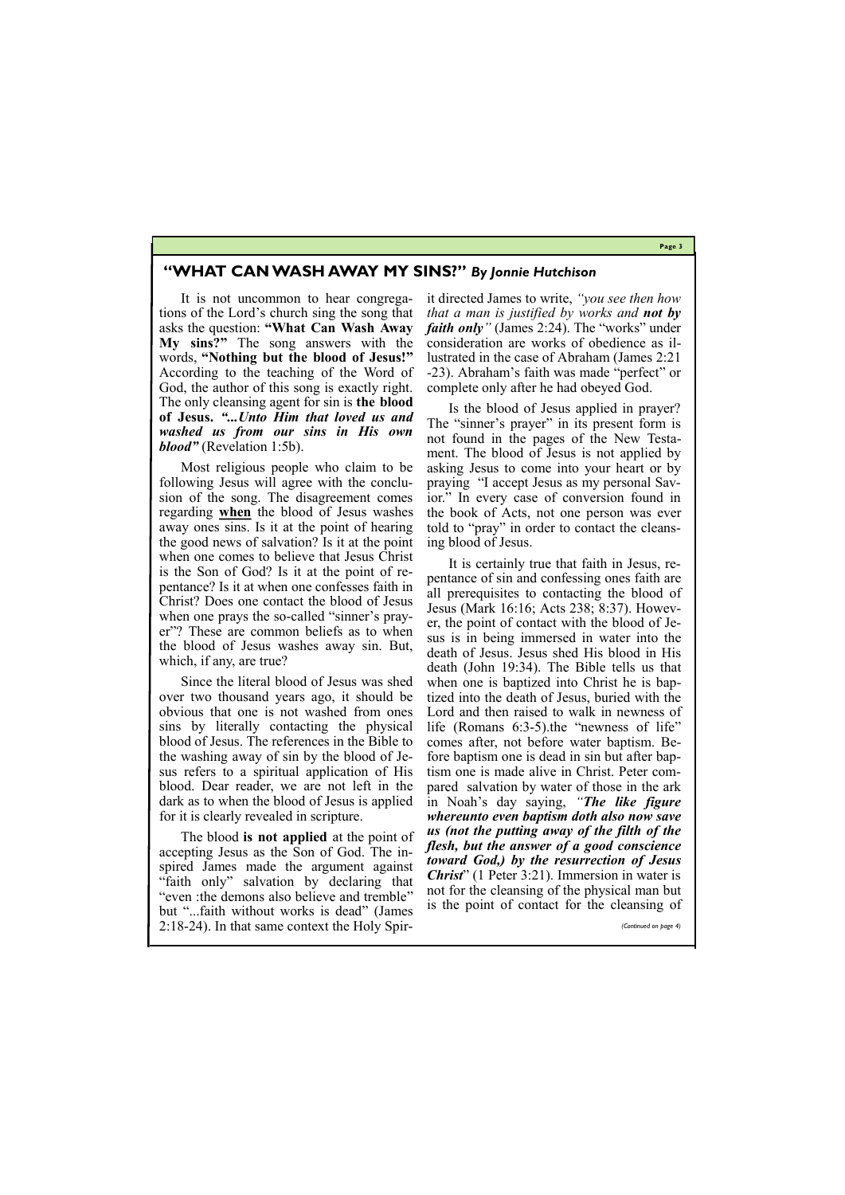## "WHAT CAN WASH AWAY MY SINS?" *By Jonnie Hutchison*

It is not uncommon to hear congregations of the Lord's church sing the song that asks the question: **"What Can Wash Away My sins?"** The song answers with the words, **"Nothing but the blood of Jesus!"** According to the teaching of the Word of God, the author of this song is exactly right. The only cleansing agent for sin is **the blood of Jesus.** ***"...Unto Him that loved us and washed us from our sins in His own blood"*** (Revelation 1:5b).

Most religious people who claim to be following Jesus will agree with the conclusion of the song. The disagreement comes regarding **when** the blood of Jesus washes away ones sins. Is it at the point of hearing the good news of salvation? Is it at the point when one comes to believe that Jesus Christ is the Son of God? Is it at the point of repentance? Is it at when one confesses faith in Christ? Does one contact the blood of Jesus when one prays the so-called "sinner's prayer"? These are common beliefs as to when the blood of Jesus washes away sin. But, which, if any, are true?

Since the literal blood of Jesus was shed over two thousand years ago, it should be obvious that one is not washed from ones sins by literally contacting the physical blood of Jesus. The references in the Bible to the washing away of sin by the blood of Jesus refers to a spiritual application of His blood. Dear reader, we are not left in the dark as to when the blood of Jesus is applied for it is clearly revealed in scripture.

The blood **is not applied** at the point of accepting Jesus as the Son of God. The inspired James made the argument against "faith only" salvation by declaring that "even :the demons also believe and tremble" but "...faith without works is dead" (James 2:18-24). In that same context the Holy Spirit directed James to write, *"you see then how that a man is justified by works and **not by faith only**"* (James 2:24). The "works" under consideration are works of obedience as illustrated in the case of Abraham (James 2:21-23). Abraham's faith was made "perfect" or complete only after he had obeyed God.

Is the blood of Jesus applied in prayer? The "sinner's prayer" in its present form is not found in the pages of the New Testament. The blood of Jesus is not applied by asking Jesus to come into your heart or by praying "I accept Jesus as my personal Savior." In every case of conversion found in the book of Acts, not one person was ever told to "pray" in order to contact the cleansing blood of Jesus.

It is certainly true that faith in Jesus, repentance of sin and confessing ones faith are all prerequisites to contacting the blood of Jesus (Mark 16:16; Acts 238; 8:37). However, the point of contact with the blood of Jesus is in being immersed in water into the death of Jesus. Jesus shed His blood in His death (John 19:34). The Bible tells us that when one is baptized into Christ he is baptized into the death of Jesus, buried with the Lord and then raised to walk in newness of life (Romans 6:3-5).the "newness of life" comes after, not before water baptism. Before baptism one is dead in sin but after baptism one is made alive in Christ. Peter compared salvation by water of those in the ark in Noah's day saying, *"**The like figure whereunto even baptism doth also now save us (not the putting away of the filth of the flesh, but the answer of a good conscience toward God,) by the resurrection of Jesus Christ**"* (1 Peter 3:21). Immersion in water is not for the cleansing of the physical man but is the point of contact for the cleansing of

*(Continued on page 4)*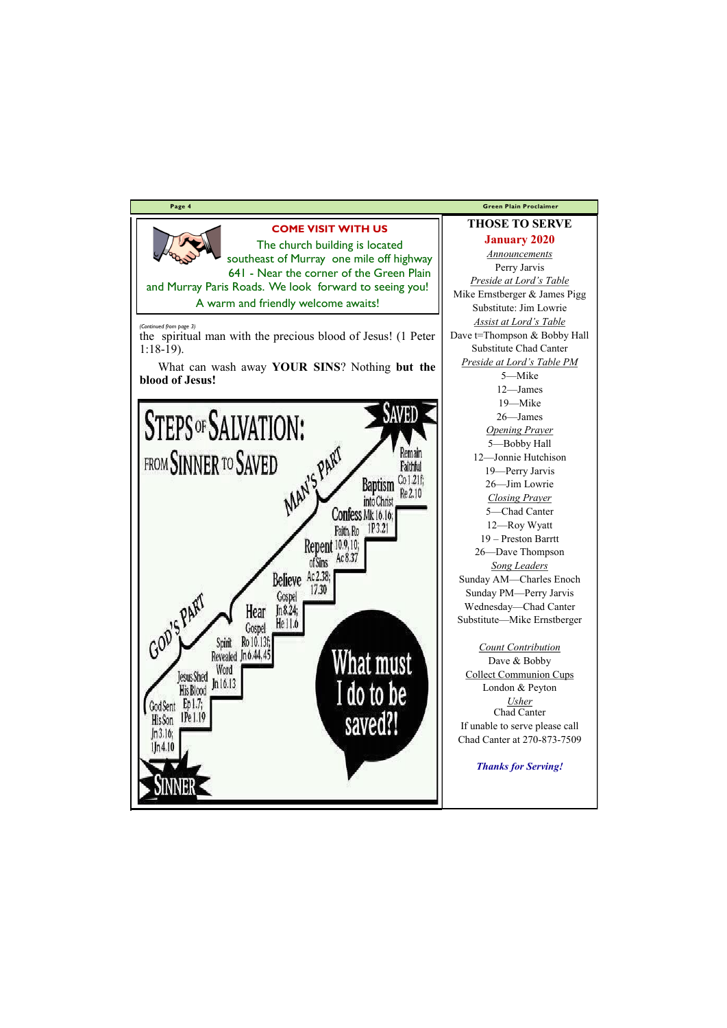## COME VISIT WITH US

The church building is located southeast of Murray one mile off highway 641 - Near the corner of the Green Plain and Murray Paris Roads. We look forward to seeing you! A warm and friendly welcome awaits!

*(Continued from page 3)*

the spiritual man with the precious blood of Jesus! (1 Peter 1:18-19).

What can wash away **YOUR SINS**? Nothing **but the blood of Jesus!**

STEPS OF SALVATION:
FROM SINNER TO SAVED

SAVED
Remain Faithful Co 1.21f; Re 2.10
Baptism into Christ
Confess Mk 16.16; Faith Ro 1P 3.21
Repent 10.9,10; of Sins Ac 8.37
Believe Ac 2.38; Gospel 17.30
Hear Jn 8.24; Gospel He 11.6
Spirit Ro 10.13f; Revealed Jn 6.44,45 Word
Jesus Shed Jn 16.13 His Blood
God Sent Ep 1.7; His Son 1Pe 1.19 Jn 3.16; 1Jn 4.10
SINNER
MAN'S PART
GOD'S PART
What must I do to be saved?!

## THOSE TO SERVE

### January 2020

*Announcements*
Perry Jarvis

*Preside at Lord's Table*
Mike Ernstberger & James Pigg
Substitute: Jim Lowrie

*Assist at Lord's Table*
Dave t=Thompson & Bobby Hall
Substitute Chad Canter

*Preside at Lord's Table PM*
5—Mike
12—James
19—Mike
26—James

*Opening Prayer*
5—Bobby Hall
12—Jonnie Hutchison
19—Perry Jarvis
26—Jim Lowrie

*Closing Prayer*
5—Chad Canter
12—Roy Wyatt
19 – Preston Barrtt
26—Dave Thompson

*Song Leaders*
Sunday AM—Charles Enoch
Sunday PM—Perry Jarvis
Wednesday—Chad Canter
Substitute—Mike Ernstberger

*Count Contribution*
Dave & Bobby

Collect Communion Cups
London & Peyton

*Usher*
Chad Canter

If unable to serve please call Chad Canter at 270-873-7509

***Thanks for Serving!***